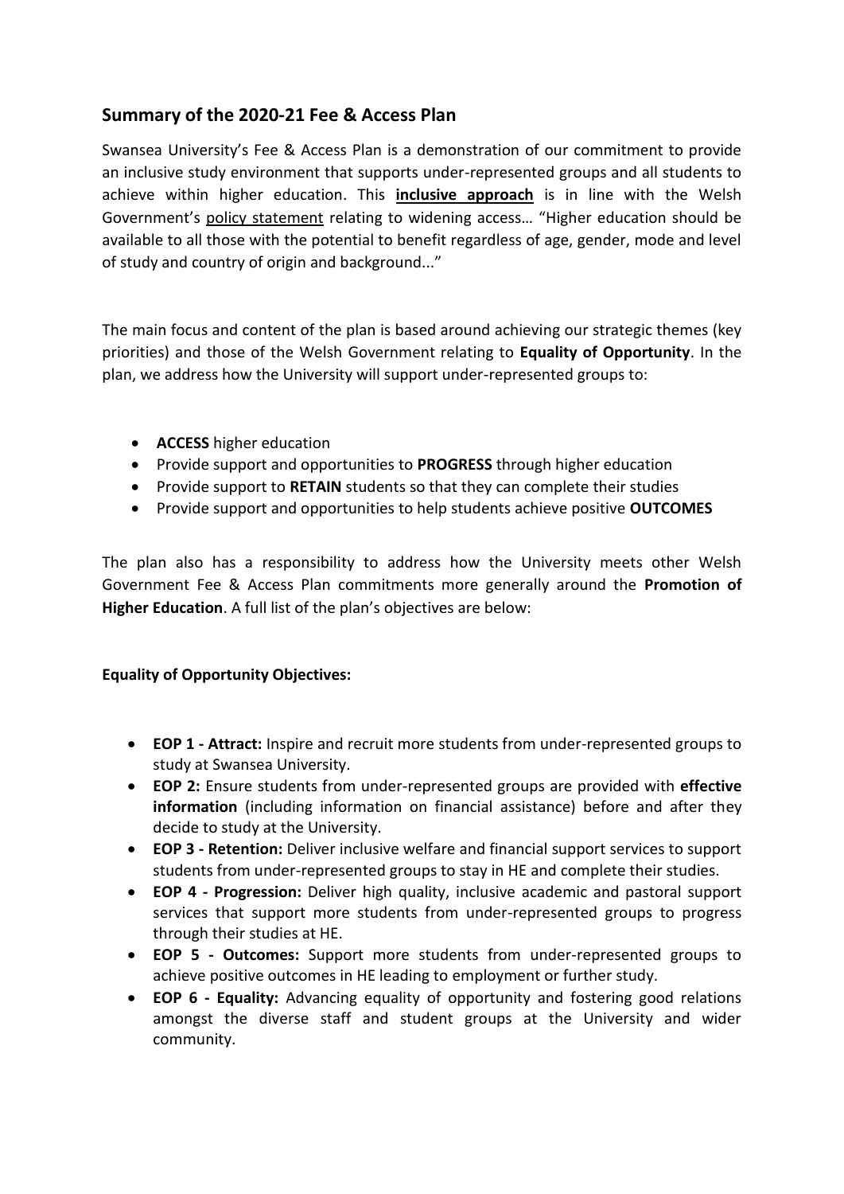## Summary of the 2020-21 Fee & Access Plan

Swansea University's Fee & Access Plan is a demonstration of our commitment to provide an inclusive study environment that supports under-represented groups and all students to achieve within higher education. This **inclusive approach** is in line with the Welsh Government's policy statement relating to widening access… "Higher education should be available to all those with the potential to benefit regardless of age, gender, mode and level of study and country of origin and background..."

The main focus and content of the plan is based around achieving our strategic themes (key priorities) and those of the Welsh Government relating to **Equality of Opportunity**. In the plan, we address how the University will support under-represented groups to:

- **ACCESS** higher education
- Provide support and opportunities to **PROGRESS** through higher education
- Provide support to **RETAIN** students so that they can complete their studies
- Provide support and opportunities to help students achieve positive **OUTCOMES**

The plan also has a responsibility to address how the University meets other Welsh Government Fee & Access Plan commitments more generally around the **Promotion of Higher Education**. A full list of the plan's objectives are below:

**Equality of Opportunity Objectives:**

- **EOP 1 - Attract:** Inspire and recruit more students from under-represented groups to study at Swansea University.
- **EOP 2:** Ensure students from under-represented groups are provided with **effective information** (including information on financial assistance) before and after they decide to study at the University.
- **EOP 3 - Retention:** Deliver inclusive welfare and financial support services to support students from under-represented groups to stay in HE and complete their studies.
- **EOP 4 - Progression:** Deliver high quality, inclusive academic and pastoral support services that support more students from under-represented groups to progress through their studies at HE.
- **EOP 5 - Outcomes:** Support more students from under-represented groups to achieve positive outcomes in HE leading to employment or further study.
- **EOP 6 - Equality:** Advancing equality of opportunity and fostering good relations amongst the diverse staff and student groups at the University and wider community.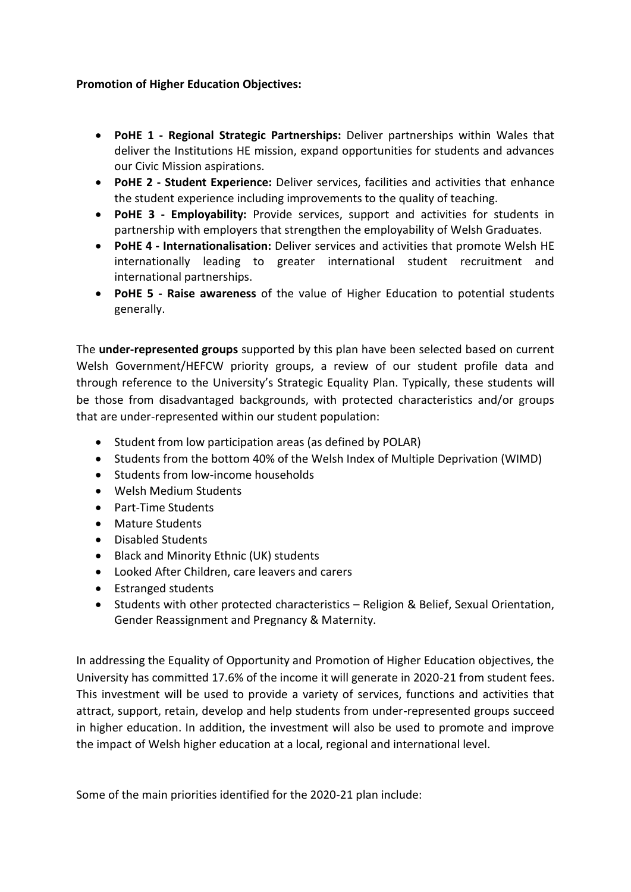**Promotion of Higher Education Objectives:**

- **PoHE 1 - Regional Strategic Partnerships:** Deliver partnerships within Wales that deliver the Institutions HE mission, expand opportunities for students and advances our Civic Mission aspirations.
- **PoHE 2 - Student Experience:** Deliver services, facilities and activities that enhance the student experience including improvements to the quality of teaching.
- **PoHE 3 - Employability:** Provide services, support and activities for students in partnership with employers that strengthen the employability of Welsh Graduates.
- **PoHE 4 - Internationalisation:** Deliver services and activities that promote Welsh HE internationally leading to greater international student recruitment and international partnerships.
- **PoHE 5 - Raise awareness** of the value of Higher Education to potential students generally.

The **under-represented groups** supported by this plan have been selected based on current Welsh Government/HEFCW priority groups, a review of our student profile data and through reference to the University's Strategic Equality Plan. Typically, these students will be those from disadvantaged backgrounds, with protected characteristics and/or groups that are under-represented within our student population:

- Student from low participation areas (as defined by POLAR)
- Students from the bottom 40% of the Welsh Index of Multiple Deprivation (WIMD)
- Students from low-income households
- Welsh Medium Students
- Part-Time Students
- Mature Students
- Disabled Students
- Black and Minority Ethnic (UK) students
- Looked After Children, care leavers and carers
- Estranged students
- Students with other protected characteristics – Religion & Belief, Sexual Orientation, Gender Reassignment and Pregnancy & Maternity.

In addressing the Equality of Opportunity and Promotion of Higher Education objectives, the University has committed 17.6% of the income it will generate in 2020-21 from student fees. This investment will be used to provide a variety of services, functions and activities that attract, support, retain, develop and help students from under-represented groups succeed in higher education. In addition, the investment will also be used to promote and improve the impact of Welsh higher education at a local, regional and international level.

Some of the main priorities identified for the 2020-21 plan include: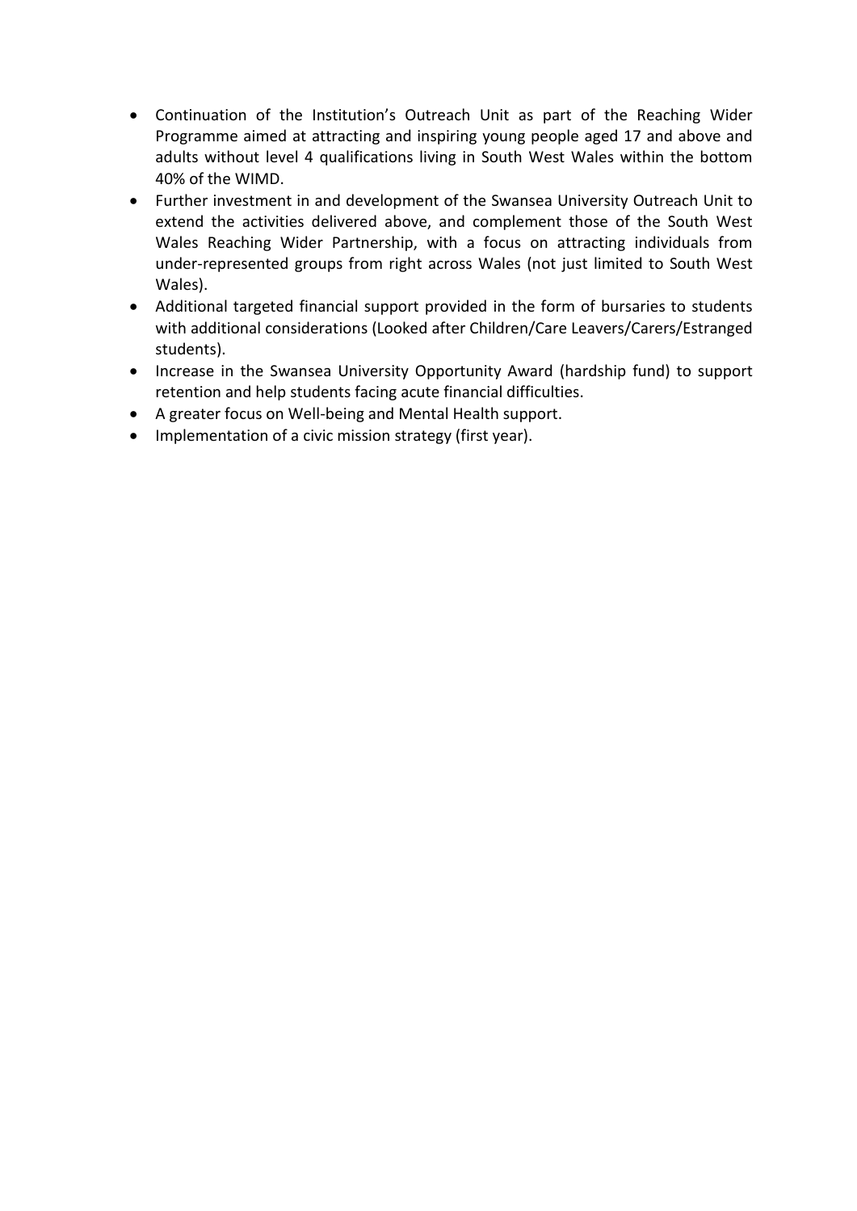- Continuation of the Institution's Outreach Unit as part of the Reaching Wider Programme aimed at attracting and inspiring young people aged 17 and above and adults without level 4 qualifications living in South West Wales within the bottom 40% of the WIMD.
- Further investment in and development of the Swansea University Outreach Unit to extend the activities delivered above, and complement those of the South West Wales Reaching Wider Partnership, with a focus on attracting individuals from under-represented groups from right across Wales (not just limited to South West Wales).
- Additional targeted financial support provided in the form of bursaries to students with additional considerations (Looked after Children/Care Leavers/Carers/Estranged students).
- Increase in the Swansea University Opportunity Award (hardship fund) to support retention and help students facing acute financial difficulties.
- A greater focus on Well-being and Mental Health support.
- Implementation of a civic mission strategy (first year).